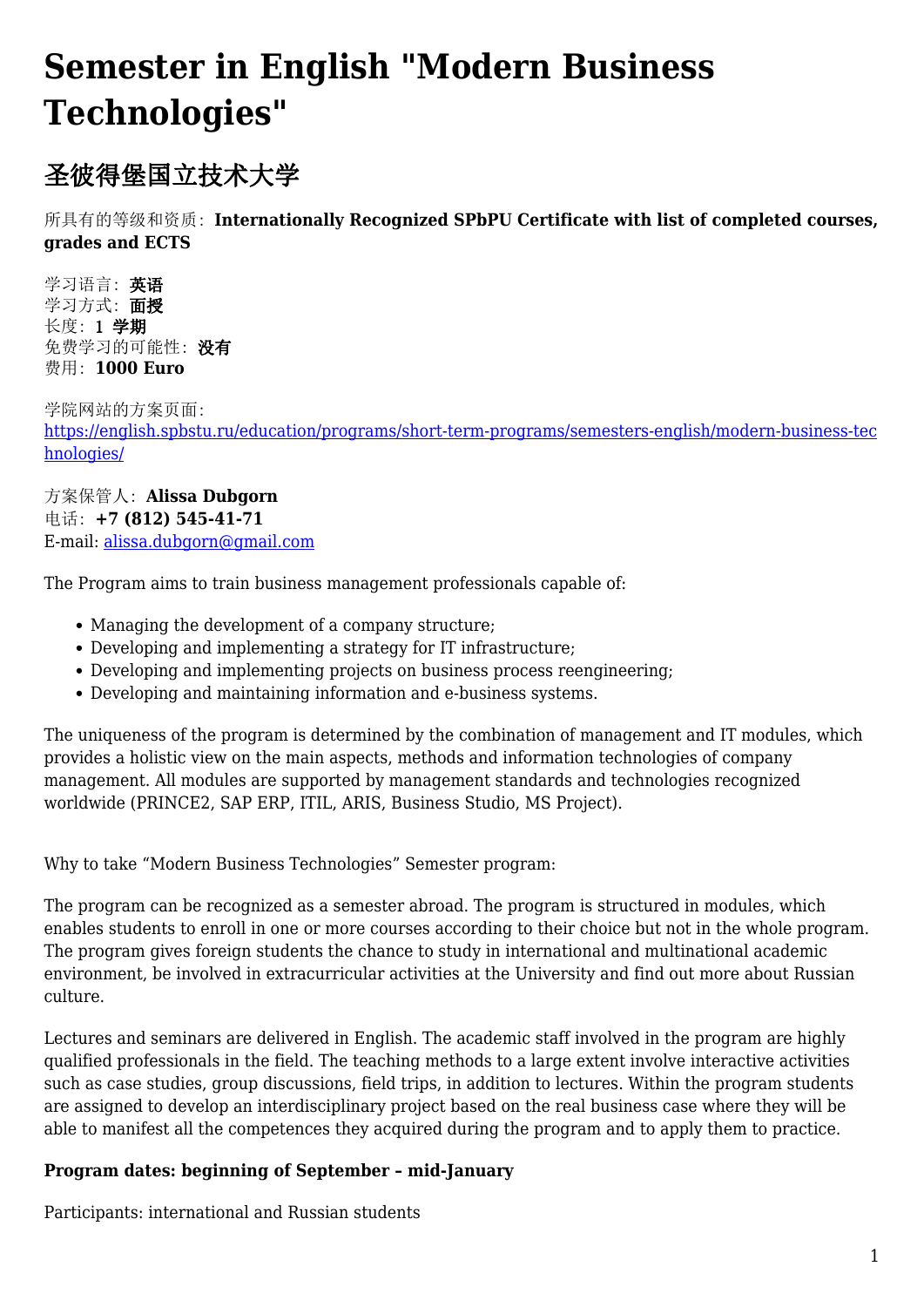# Semester in English "Modern Business Technologies"

## 圣彼得堡国立技术大学

所具有的等级和资质: **Internationally Recognized SPbPU Certificate with list of completed courses, grades and ECTS**

学习语言: **英语**
学习方式: **面授**
长度: **1 学期**
免费学习的可能性: **没有**
费用: **1000 Euro**

学院网站的方案页面:
https://english.spbstu.ru/education/programs/short-term-programs/semesters-english/modern-business-technologies/

方案保管人: **Alissa Dubgorn**
电话: **+7 (812) 545-41-71**
E-mail: alissa.dubgorn@gmail.com

The Program aims to train business management professionals capable of:

- Managing the development of a company structure;
- Developing and implementing a strategy for IT infrastructure;
- Developing and implementing projects on business process reengineering;
- Developing and maintaining information and e-business systems.

The uniqueness of the program is determined by the combination of management and IT modules, which provides a holistic view on the main aspects, methods and information technologies of company management. All modules are supported by management standards and technologies recognized worldwide (PRINCE2, SAP ERP, ITIL, ARIS, Business Studio, MS Project).

Why to take "Modern Business Technologies" Semester program:

The program can be recognized as a semester abroad. The program is structured in modules, which enables students to enroll in one or more courses according to their choice but not in the whole program. The program gives foreign students the chance to study in international and multinational academic environment, be involved in extracurricular activities at the University and find out more about Russian culture.

Lectures and seminars are delivered in English. The academic staff involved in the program are highly qualified professionals in the field. The teaching methods to a large extent involve interactive activities such as case studies, group discussions, field trips, in addition to lectures. Within the program students are assigned to develop an interdisciplinary project based on the real business case where they will be able to manifest all the competences they acquired during the program and to apply them to practice.

**Program dates: beginning of September – mid-January**

Participants: international and Russian students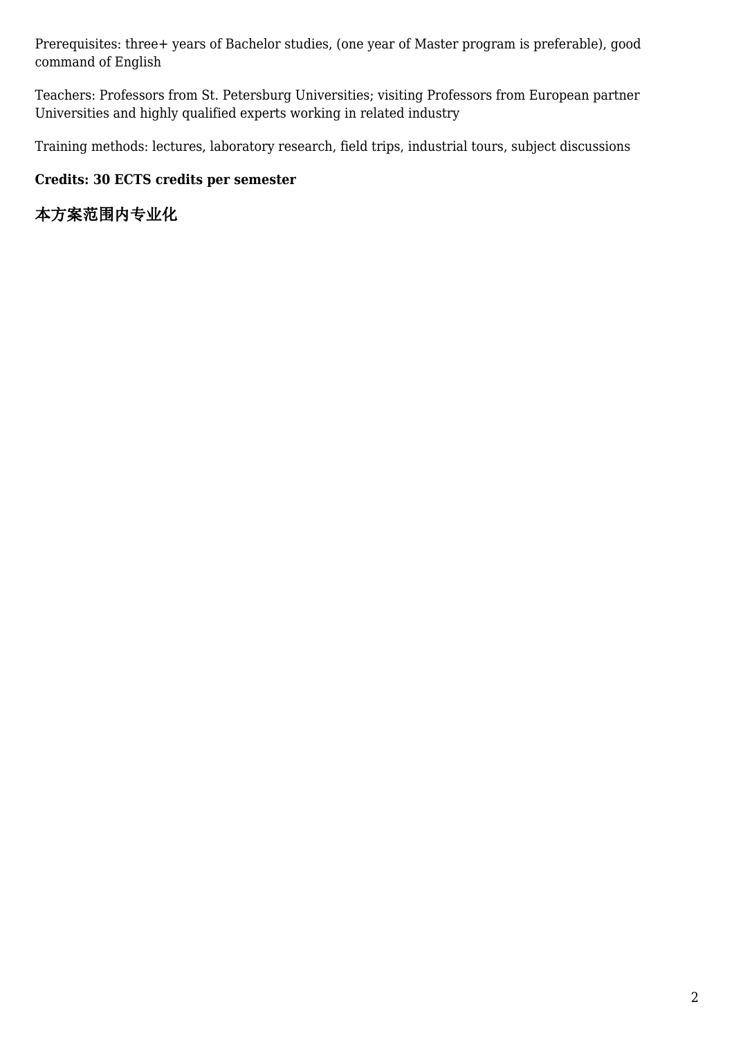Prerequisites: three+ years of Bachelor studies, (one year of Master program is preferable), good command of English

Teachers: Professors from St. Petersburg Universities; visiting Professors from European partner Universities and highly qualified experts working in related industry

Training methods: lectures, laboratory research, field trips, industrial tours, subject discussions

**Credits: 30 ECTS credits per semester**

## 本方案范围内专业化